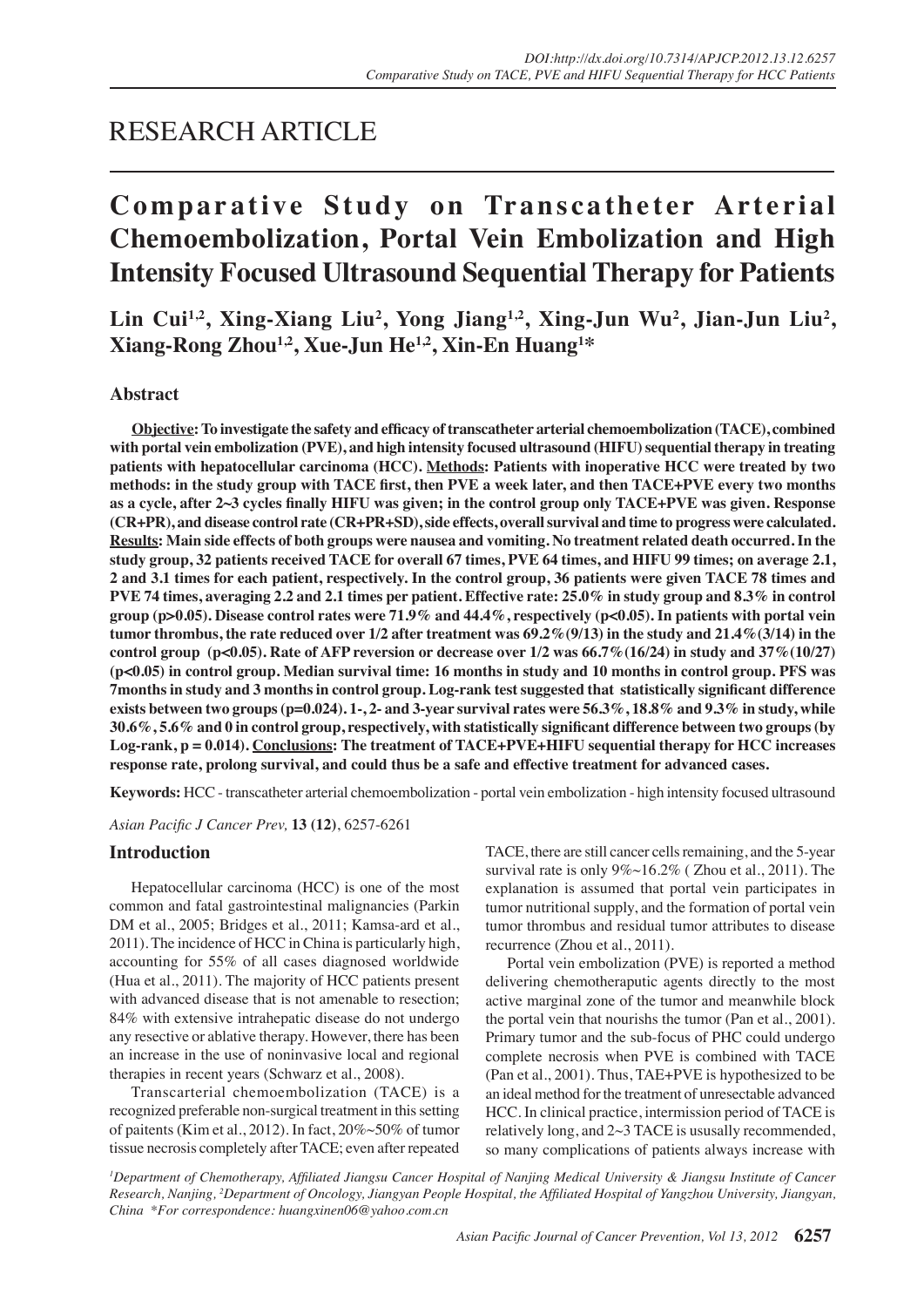# RESEARCH ARTICLE

# Comparative Study on Transcatheter Arterial Chemoembolization, Portal Vein Embolization and High Intensity Focused Ultrasound Sequential Therapy for Patients

**Lin Cui[1,2], Xing-Xiang Liu[2], Yong Jiang[1,2], Xing-Jun Wu[2], Jian-Jun Liu[2], Xiang-Rong Zhou[1,2], Xue-Jun He[1,2], Xin-En Huang[1]***

## Abstract

**Objective: To investigate the safety and efficacy of transcatheter arterial chemoembolization (TACE), combined with portal vein embolization (PVE), and high intensity focused ultrasound (HIFU) sequential therapy in treating patients with hepatocellular carcinoma (HCC). Methods: Patients with inoperative HCC were treated by two methods: in the study group with TACE first, then PVE a week later, and then TACE+PVE every two months as a cycle, after 2~3 cycles finally HIFU was given; in the control group only TACE+PVE was given. Response (CR+PR), and disease control rate (CR+PR+SD), side effects, overall survival and time to progress were calculated. Results: Main side effects of both groups were nausea and vomiting. No treatment related death occurred. In the study group, 32 patients received TACE for overall 67 times, PVE 64 times, and HIFU 99 times; on average 2.1, 2 and 3.1 times for each patient, respectively. In the control group, 36 patients were given TACE 78 times and PVE 74 times, averaging 2.2 and 2.1 times per patient. Effective rate: 25.0% in study group and 8.3% in control group ($p>0.05$). Disease control rates were 71.9% and 44.4%, respectively ($p<0.05$). In patients with portal vein tumor thrombus, the rate reduced over 1/2 after treatment was 69.2%(9/13) in the study and 21.4%(3/14) in the control group ($p<0.05$). Rate of AFP reversion or decrease over 1/2 was 66.7%(16/24) in study and 37%(10/27) ($p<0.05$) in control group. Median survival time: 16 months in study and 10 months in control group. PFS was 7months in study and 3 months in control group. Log-rank test suggested that statistically significant difference exists between two groups ($p=0.024$). 1-, 2- and 3-year survival rates were 56.3%, 18.8% and 9.3% in study, while 30.6%, 5.6% and 0 in control group, respectively, with statistically significant difference between two groups (by Log-rank, $p = 0.014$). Conclusions: The treatment of TACE+PVE+HIFU sequential therapy for HCC increases response rate, prolong survival, and could thus be a safe and effective treatment for advanced cases.**

**Keywords:** HCC - transcatheter arterial chemoembolization - portal vein embolization - high intensity focused ultrasound

*Asian Pacific J Cancer Prev,* **13 (12)**, 6257-6261

## Introduction

Hepatocellular carcinoma (HCC) is one of the most common and fatal gastrointestinal malignancies (Parkin DM et al., 2005; Bridges et al., 2011; Kamsa-ard et al., 2011). The incidence of HCC in China is particularly high, accounting for 55% of all cases diagnosed worldwide (Hua et al., 2011). The majority of HCC patients present with advanced disease that is not amenable to resection; 84% with extensive intrahepatic disease do not undergo any resective or ablative therapy. However, there has been an increase in the use of noninvasive local and regional therapies in recent years (Schwarz et al., 2008).

Transcarterial chemoembolization (TACE) is a recognized preferable non-surgical treatment in this setting of paitents (Kim et al., 2012). In fact, 20%~50% of tumor tissue necrosis completely after TACE; even after repeated TACE, there are still cancer cells remaining, and the 5-year survival rate is only 9%~16.2% ( Zhou et al., 2011). The explanation is assumed that portal vein participates in tumor nutritional supply, and the formation of portal vein tumor thrombus and residual tumor attributes to disease recurrence (Zhou et al., 2011).

Portal vein embolization (PVE) is reported a method delivering chemotheraputic agents directly to the most active marginal zone of the tumor and meanwhile block the portal vein that nourishs the tumor (Pan et al., 2001). Primary tumor and the sub-focus of PHC could undergo complete necrosis when PVE is combined with TACE (Pan et al., 2001). Thus, TAE+PVE is hypothesized to be an ideal method for the treatment of unresectable advanced HCC. In clinical practice, intermission period of TACE is relatively long, and 2~3 TACE is ususally recommended, so many complications of patients always increase with

*[1]Department of Chemotherapy, Affiliated Jiangsu Cancer Hospital of Nanjing Medical University & Jiangsu Institute of Cancer Research, Nanjing, [2]Department of Oncology, Jiangyan People Hospital, the Affiliated Hospital of Yangzhou University, Jiangyan, China \*For correspondence: huangxinen06@yahoo.com.cn*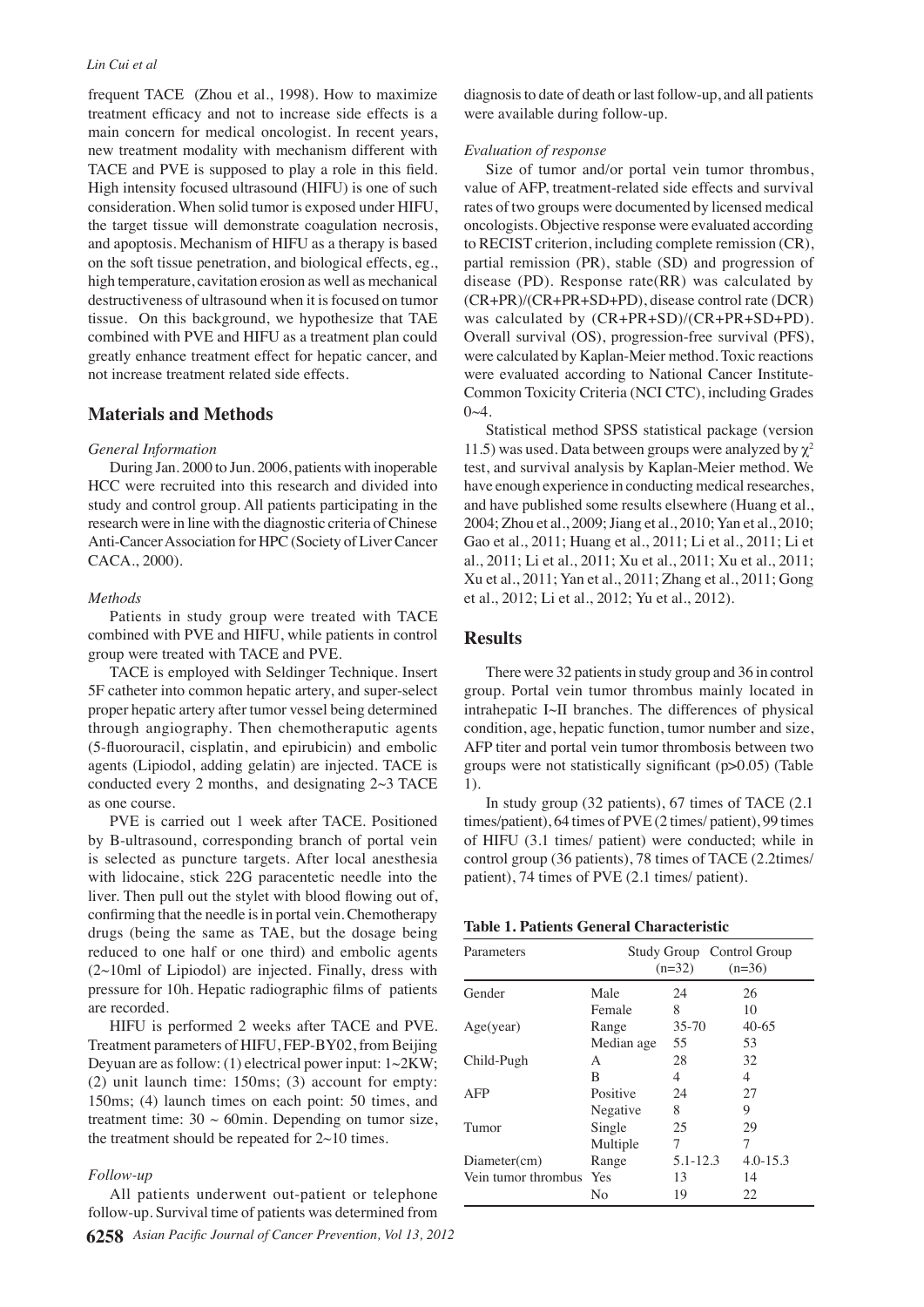frequent TACE (Zhou et al., 1998). How to maximize treatment efficacy and not to increase side effects is a main concern for medical oncologist. In recent years, new treatment modality with mechanism different with TACE and PVE is supposed to play a role in this field. High intensity focused ultrasound (HIFU) is one of such consideration. When solid tumor is exposed under HIFU, the target tissue will demonstrate coagulation necrosis, and apoptosis. Mechanism of HIFU as a therapy is based on the soft tissue penetration, and biological effects, eg., high temperature, cavitation erosion as well as mechanical destructiveness of ultrasound when it is focused on tumor tissue. On this background, we hypothesize that TAE combined with PVE and HIFU as a treatment plan could greatly enhance treatment effect for hepatic cancer, and not increase treatment related side effects.

## Materials and Methods

### *General Information*

During Jan. 2000 to Jun. 2006, patients with inoperable HCC were recruited into this research and divided into study and control group. All patients participating in the research were in line with the diagnostic criteria of Chinese Anti-Cancer Association for HPC (Society of Liver Cancer CACA., 2000).

### *Methods*

Patients in study group were treated with TACE combined with PVE and HIFU, while patients in control group were treated with TACE and PVE.

TACE is employed with Seldinger Technique. Insert 5F catheter into common hepatic artery, and super-select proper hepatic artery after tumor vessel being determined through angiography. Then chemotheraputic agents (5-fluorouracil, cisplatin, and epirubicin) and embolic agents (Lipiodol, adding gelatin) are injected. TACE is conducted every 2 months, and designating 2~3 TACE as one course.

PVE is carried out 1 week after TACE. Positioned by B-ultrasound, corresponding branch of portal vein is selected as puncture targets. After local anesthesia with lidocaine, stick 22G paracentetic needle into the liver. Then pull out the stylet with blood flowing out of, confirming that the needle is in portal vein. Chemotherapy drugs (being the same as TAE, but the dosage being reduced to one half or one third) and embolic agents (2~10ml of Lipiodol) are injected. Finally, dress with pressure for 10h. Hepatic radiographic films of patients are recorded.

HIFU is performed 2 weeks after TACE and PVE. Treatment parameters of HIFU, FEP-BY02, from Beijing Deyuan are as follow: (1) electrical power input: 1~2KW; (2) unit launch time: 150ms; (3) account for empty: 150ms; (4) launch times on each point: 50 times, and treatment time: 30 ~ 60min. Depending on tumor size, the treatment should be repeated for 2~10 times.

### *Follow-up*

All patients underwent out-patient or telephone follow-up. Survival time of patients was determined from diagnosis to date of death or last follow-up, and all patients were available during follow-up.

### *Evaluation of response*

Size of tumor and/or portal vein tumor thrombus, value of AFP, treatment-related side effects and survival rates of two groups were documented by licensed medical oncologists. Objective response were evaluated according to RECIST criterion, including complete remission (CR), partial remission (PR), stable (SD) and progression of disease (PD). Response rate(RR) was calculated by (CR+PR)/(CR+PR+SD+PD), disease control rate (DCR) was calculated by (CR+PR+SD)/(CR+PR+SD+PD). Overall survival (OS), progression-free survival (PFS), were calculated by Kaplan-Meier method. Toxic reactions were evaluated according to National Cancer Institute-Common Toxicity Criteria (NCI CTC), including Grades 0~4.

Statistical method SPSS statistical package (version 11.5) was used. Data between groups were analyzed by $\chi^2$ test, and survival analysis by Kaplan-Meier method. We have enough experience in conducting medical researches, and have published some results elsewhere (Huang et al., 2004; Zhou et al., 2009; Jiang et al., 2010; Yan et al., 2010; Gao et al., 2011; Huang et al., 2011; Li et al., 2011; Li et al., 2011; Li et al., 2011; Xu et al., 2011; Xu et al., 2011; Xu et al., 2011; Yan et al., 2011; Zhang et al., 2011; Gong et al., 2012; Li et al., 2012; Yu et al., 2012).

## Results

There were 32 patients in study group and 36 in control group. Portal vein tumor thrombus mainly located in intrahepatic I~II branches. The differences of physical condition, age, hepatic function, tumor number and size, AFP titer and portal vein tumor thrombosis between two groups were not statistically significant (p>0.05) (Table 1).

In study group (32 patients), 67 times of TACE (2.1 times/patient), 64 times of PVE (2 times/ patient), 99 times of HIFU (3.1 times/ patient) were conducted; while in control group (36 patients), 78 times of TACE (2.2times/ patient), 74 times of PVE (2.1 times/ patient).

**Table 1. Patients General Characteristic**

| Parameters | | Study Group (n=32) | Control Group (n=36) |
|---|---|---|---|
| Gender | Male | 24 | 26 |
| | Female | 8 | 10 |
| Age(year) | Range | 35-70 | 40-65 |
| | Median age | 55 | 53 |
| Child-Pugh | A | 28 | 32 |
| | B | 4 | 4 |
| AFP | Positive | 24 | 27 |
| | Negative | 8 | 9 |
| Tumor | Single | 25 | 29 |
| | Multiple | 7 | 7 |
| Diameter(cm) | Range | 5.1-12.3 | 4.0-15.3 |
| Vein tumor thrombus | Yes | 13 | 14 |
| | No | 19 | 22 |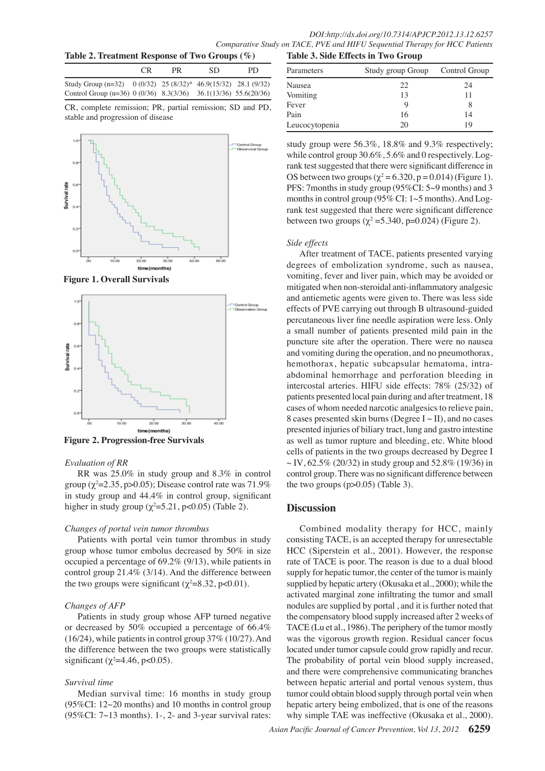**Table 2. Treatment Response of Two Groups (%)**

| | CR | PR | SD | PD |
|---|---|---|---|---|
| Study Group (n=32) | 0 (0/32) | 25 (8/32)* | 46.9(15/32) | 28.1 (9/32) |
| Control Group (n=36) | 0 (0/36) | 8.3(3/36) | 36.1(13/36) | 55.6(20/36) |

CR, complete remission; PR, partial remission; SD and PD, stable and progression of disease

**Figure 1. Overall Survivals**

**Figure 2. Progression-free Survivals**

*Evaluation of RR*

RR was 25.0% in study group and 8.3% in control group ($\chi^2$=2.35, p>0.05); Disease control rate was 71.9% in study group and 44.4% in control group, significant higher in study group ($\chi^2$=5.21, p<0.05) (Table 2).

*Changes of portal vein tumor thrombus*

Patients with portal vein tumor thrombus in study group whose tumor embolus decreased by 50% in size occupied a percentage of 69.2% (9/13), while patients in control group 21.4% (3/14). And the difference between the two groups were significant ($\chi^2$=8.32, p<0.01).

*Changes of AFP*

Patients in study group whose AFP turned negative or decreased by 50% occupied a percentage of 66.4% (16/24), while patients in control group 37% (10/27). And the difference between the two groups were statistically significant ($\chi^2$=4.46, p<0.05).

*Survival time*

Median survival time: 16 months in study group (95%CI: 12~20 months) and 10 months in control group (95%CI: 7~13 months). 1-, 2- and 3-year survival rates: study group were 56.3%, 18.8% and 9.3% respectively; while control group 30.6%, 5.6% and 0 respectively. Log-rank test suggested that there were significant difference in OS between two groups ($\chi^2$ = 6.320, p = 0.014) (Figure 1). PFS: 7months in study group (95%CI: 5~9 months) and 3 months in control group (95% CI: 1~5 months). And Log-rank test suggested that there were significant difference between two groups ($\chi^2$ =5.340, p=0.024) (Figure 2).

**Table 3. Side Effects in Two Group**

| Parameters | Study group Group | Control Group |
|---|---|---|
| Nausea | 22 | 24 |
| Vomiting | 13 | 11 |
| Fever | 9 | 8 |
| Pain | 16 | 14 |
| Leucocytopenia | 20 | 19 |

*Side effects*

After treatment of TACE, patients presented varying degrees of embolization syndrome, such as nausea, vomiting, fever and liver pain, which may be avoided or mitigated when non-steroidal anti-inflammatory analgesic and antiemetic agents were given to. There was less side effects of PVE carrying out through B ultrasound-guided percutaneous liver fine needle aspiration were less. Only a small number of patients presented mild pain in the puncture site after the operation. There were no nausea and vomiting during the operation, and no pneumothorax, hemothorax, hepatic subcapsular hematoma, intra-abdominal hemorrhage and perforation bleeding in intercostal arteries. HIFU side effects: 78% (25/32) of patients presented local pain during and after treatment, 18 cases of whom needed narcotic analgesics to relieve pain, 8 cases presented skin burns (Degree I ~ II), and no cases presented injuries of biliary tract, lung and gastro intestine as well as tumor rupture and bleeding, etc. White blood cells of patients in the two groups decreased by Degree I ~ IV, 62.5% (20/32) in study group and 52.8% (19/36) in control group. There was no significant difference between the two groups (p>0.05) (Table 3).

## Discussion

Combined modality therapy for HCC, mainly consisting TACE, is an accepted therapy for unresectable HCC (Siperstein et al., 2001). However, the response rate of TACE is poor. The reason is due to a dual blood supply for hepatic tumor, the center of the tumor is mainly supplied by hepatic artery (Okusaka et al., 2000); while the activated marginal zone infiltrating the tumor and small nodules are supplied by portal , and it is further noted that the compensatory blood supply increased after 2 weeks of TACE (Lu et al., 1986). The periphery of the tumor mostly was the vigorous growth region. Residual cancer focus located under tumor capsule could grow rapidly and recur. The probability of portal vein blood supply increased, and there were comprehensive communicating branches between hepatic arterial and portal venous system, thus tumor could obtain blood supply through portal vein when hepatic artery being embolized, that is one of the reasons why simple TAE was ineffective (Okusaka et al., 2000).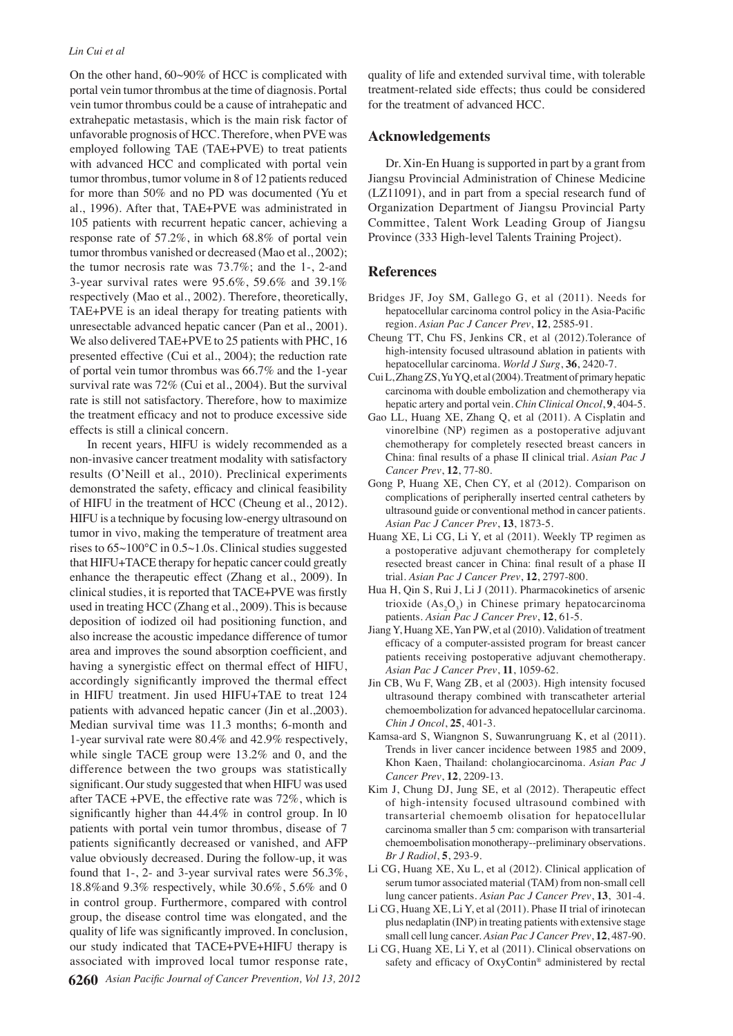On the other hand, 60~90% of HCC is complicated with portal vein tumor thrombus at the time of diagnosis. Portal vein tumor thrombus could be a cause of intrahepatic and extrahepatic metastasis, which is the main risk factor of unfavorable prognosis of HCC. Therefore, when PVE was employed following TAE (TAE+PVE) to treat patients with advanced HCC and complicated with portal vein tumor thrombus, tumor volume in 8 of 12 patients reduced for more than 50% and no PD was documented (Yu et al., 1996). After that, TAE+PVE was administrated in 105 patients with recurrent hepatic cancer, achieving a response rate of 57.2%, in which 68.8% of portal vein tumor thrombus vanished or decreased (Mao et al., 2002); the tumor necrosis rate was 73.7%; and the 1-, 2-and 3-year survival rates were 95.6%, 59.6% and 39.1% respectively (Mao et al., 2002). Therefore, theoretically, TAE+PVE is an ideal therapy for treating patients with unresectable advanced hepatic cancer (Pan et al., 2001). We also delivered TAE+PVE to 25 patients with PHC, 16 presented effective (Cui et al., 2004); the reduction rate of portal vein tumor thrombus was 66.7% and the 1-year survival rate was 72% (Cui et al., 2004). But the survival rate is still not satisfactory. Therefore, how to maximize the treatment efficacy and not to produce excessive side effects is still a clinical concern.

In recent years, HIFU is widely recommended as a non-invasive cancer treatment modality with satisfactory results (O'Neill et al., 2010). Preclinical experiments demonstrated the safety, efficacy and clinical feasibility of HIFU in the treatment of HCC (Cheung et al., 2012). HIFU is a technique by focusing low-energy ultrasound on tumor in vivo, making the temperature of treatment area rises to 65~100°C in 0.5~1.0s. Clinical studies suggested that HIFU+TACE therapy for hepatic cancer could greatly enhance the therapeutic effect (Zhang et al., 2009). In clinical studies, it is reported that TACE+PVE was firstly used in treating HCC (Zhang et al., 2009). This is because deposition of iodized oil had positioning function, and also increase the acoustic impedance difference of tumor area and improves the sound absorption coefficient, and having a synergistic effect on thermal effect of HIFU, accordingly significantly improved the thermal effect in HIFU treatment. Jin used HIFU+TAE to treat 124 patients with advanced hepatic cancer (Jin et al.,2003). Median survival time was 11.3 months; 6-month and 1-year survival rate were 80.4% and 42.9% respectively, while single TACE group were 13.2% and 0, and the difference between the two groups was statistically significant. Our study suggested that when HIFU was used after TACE +PVE, the effective rate was 72%, which is significantly higher than 44.4% in control group. In l0 patients with portal vein tumor thrombus, disease of 7 patients significantly decreased or vanished, and AFP value obviously decreased. During the follow-up, it was found that 1-, 2- and 3-year survival rates were 56.3%, 18.8%and 9.3% respectively, while 30.6%, 5.6% and 0 in control group. Furthermore, compared with control group, the disease control time was elongated, and the quality of life was significantly improved. In conclusion, our study indicated that TACE+PVE+HIFU therapy is associated with improved local tumor response rate, quality of life and extended survival time, with tolerable treatment-related side effects; thus could be considered for the treatment of advanced HCC.

## Acknowledgements

Dr. Xin-En Huang is supported in part by a grant from Jiangsu Provincial Administration of Chinese Medicine (LZ11091), and in part from a special research fund of Organization Department of Jiangsu Provincial Party Committee, Talent Work Leading Group of Jiangsu Province (333 High-level Talents Training Project).

## References

Bridges JF, Joy SM, Gallego G, et al (2011). Needs for hepatocellular carcinoma control policy in the Asia-Pacific region. *Asian Pac J Cancer Prev*, **12**, 2585-91.

Cheung TT, Chu FS, Jenkins CR, et al (2012).Tolerance of high-intensity focused ultrasound ablation in patients with hepatocellular carcinoma. *World J Surg*, **36**, 2420-7.

Cui L, Zhang ZS, Yu YQ, et al (2004). Treatment of primary hepatic carcinoma with double embolization and chemotherapy via hepatic artery and portal vein. *Chin Clinical Oncol*, **9**, 404-5.

Gao LL, Huang XE, Zhang Q, et al (2011). A Cisplatin and vinorelbine (NP) regimen as a postoperative adjuvant chemotherapy for completely resected breast cancers in China: final results of a phase II clinical trial. *Asian Pac J Cancer Prev*, **12**, 77-80.

Gong P, Huang XE, Chen CY, et al (2012). Comparison on complications of peripherally inserted central catheters by ultrasound guide or conventional method in cancer patients. *Asian Pac J Cancer Prev*, **13**, 1873-5.

Huang XE, Li CG, Li Y, et al (2011). Weekly TP regimen as a postoperative adjuvant chemotherapy for completely resected breast cancer in China: final result of a phase II trial. *Asian Pac J Cancer Prev*, **12**, 2797-800.

Hua H, Qin S, Rui J, Li J (2011). Pharmacokinetics of arsenic trioxide ($As_2O_3$) in Chinese primary hepatocarcinoma patients. *Asian Pac J Cancer Prev*, **12**, 61-5.

Jiang Y, Huang XE, Yan PW, et al (2010). Validation of treatment efficacy of a computer-assisted program for breast cancer patients receiving postoperative adjuvant chemotherapy. *Asian Pac J Cancer Prev*, **11**, 1059-62.

Jin CB, Wu F, Wang ZB, et al (2003). High intensity focused ultrasound therapy combined with transcatheter arterial chemoembolization for advanced hepatocellular carcinoma. *Chin J Oncol*, **25**, 401-3.

Kamsa-ard S, Wiangnon S, Suwanrungruang K, et al (2011). Trends in liver cancer incidence between 1985 and 2009, Khon Kaen, Thailand: cholangiocarcinoma. *Asian Pac J Cancer Prev*, **12**, 2209-13.

Kim J, Chung DJ, Jung SE, et al (2012). Therapeutic effect of high-intensity focused ultrasound combined with transarterial chemoemb olisation for hepatocellular carcinoma smaller than 5 cm: comparison with transarterial chemoembolisation monotherapy--preliminary observations. *Br J Radiol*, **5**, 293-9.

Li CG, Huang XE, Xu L, et al (2012). Clinical application of serum tumor associated material (TAM) from non-small cell lung cancer patients. *Asian Pac J Cancer Prev*, **13**, 301-4.

Li CG, Huang XE, Li Y, et al (2011). Phase II trial of irinotecan plus nedaplatin (INP) in treating patients with extensive stage small cell lung cancer. *Asian Pac J Cancer Prev*, **12**, 487-90.

Li CG, Huang XE, Li Y, et al (2011). Clinical observations on safety and efficacy of OxyContin® administered by rectal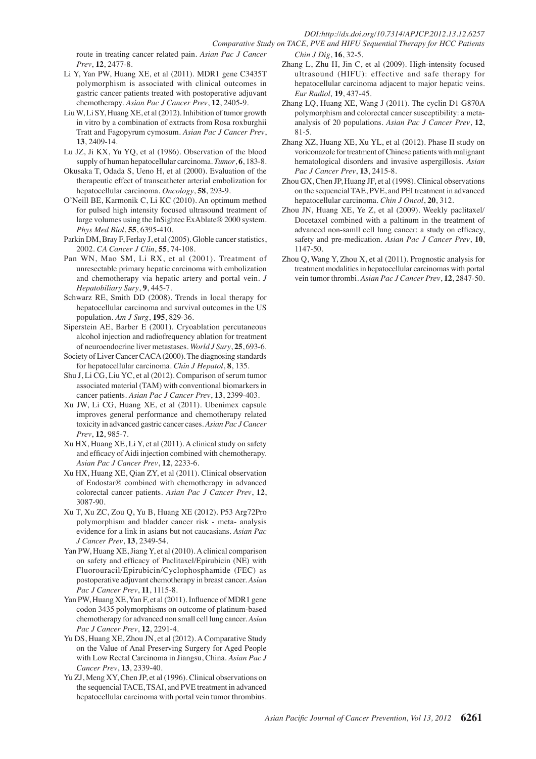route in treating cancer related pain. *Asian Pac J Cancer Prev*, **12**, 2477-8.

Li Y, Yan PW, Huang XE, et al (2011). MDR1 gene C3435T polymorphism is associated with clinical outcomes in gastric cancer patients treated with postoperative adjuvant chemotherapy. *Asian Pac J Cancer Prev*, **12**, 2405-9.

Liu W, Li SY, Huang XE, et al (2012). Inhibition of tumor growth in vitro by a combination of extracts from Rosa roxburghii Tratt and Fagopyrum cymosum. *Asian Pac J Cancer Prev*, **13**, 2409-14.

Lu JZ, Ji KX, Yu YQ, et al (1986). Observation of the blood supply of human hepatocellular carcinoma. *Tumor*, **6**, 183-8.

Okusaka T, Odada S, Ueno H, et al (2000). Evaluation of the therapeutic effect of transcatheter arterial embolization for hepatocellular carcinoma. *Oncology*, **58**, 293-9.

O'Neill BE, Karmonik C, Li KC (2010). An optimum method for pulsed high intensity focused ultrasound treatment of large volumes using the InSightec ExAblate® 2000 system. *Phys Med Biol*, **55**, 6395-410.

Parkin DM, Bray F, Ferlay J, et al (2005). Globle cancer statistics, 2002. *CA Cancer J Clin*, **55**, 74-108.

Pan WN, Mao SM, Li RX, et al (2001). Treatment of unresectable primary hepatic carcinoma with embolization and chemotherapy via hepatic artery and portal vein. *J Hepatobiliary Sury*, **9**, 445-7.

Schwarz RE, Smith DD (2008). Trends in local therapy for hepatocellular carcinoma and survival outcomes in the US population. *Am J Surg*, **195**, 829-36.

Siperstein AE, Barber E (2001). Cryoablation percutaneous alcohol injection and radiofrequency ablation for treatment of neuroendocrine liver metastases. *World J Sury*, **25**, 693-6.

Society of Liver Cancer CACA (2000). The diagnosing standards for hepatocellular carcinoma. *Chin J Hepatol*, **8**, 135.

Shu J, Li CG, Liu YC, et al (2012). Comparison of serum tumor associated material (TAM) with conventional biomarkers in cancer patients. *Asian Pac J Cancer Prev*, **13**, 2399-403.

Xu JW, Li CG, Huang XE, et al (2011). Ubenimex capsule improves general performance and chemotherapy related toxicity in advanced gastric cancer cases. *Asian Pac J Cancer Prev*, **12**, 985-7.

Xu HX, Huang XE, Li Y, et al (2011). A clinical study on safety and efficacy of Aidi injection combined with chemotherapy. *Asian Pac J Cancer Prev*, **12**, 2233-6.

Xu HX, Huang XE, Qian ZY, et al (2011). Clinical observation of Endostar® combined with chemotherapy in advanced colorectal cancer patients. *Asian Pac J Cancer Prev*, **12**, 3087-90.

Xu T, Xu ZC, Zou Q, Yu B, Huang XE (2012). P53 Arg72Pro polymorphism and bladder cancer risk - meta- analysis evidence for a link in asians but not caucasians. *Asian Pac J Cancer Prev*, **13**, 2349-54.

Yan PW, Huang XE, Jiang Y, et al (2010). A clinical comparison on safety and efficacy of Paclitaxel/Epirubicin (NE) with Fluorouracil/Epirubicin/Cyclophosphamide (FEC) as postoperative adjuvant chemotherapy in breast cancer. *Asian Pac J Cancer Prev*, **11**, 1115-8.

Yan PW, Huang XE, Yan F, et al (2011). Influence of MDR1 gene codon 3435 polymorphisms on outcome of platinum-based chemotherapy for advanced non small cell lung cancer. *Asian Pac J Cancer Prev*, **12**, 2291-4.

Yu DS, Huang XE, Zhou JN, et al (2012). A Comparative Study on the Value of Anal Preserving Surgery for Aged People with Low Rectal Carcinoma in Jiangsu, China. *Asian Pac J Cancer Prev*, **13**, 2339-40.

Yu ZJ, Meng XY, Chen JP, et al (1996). Clinical observations on the sequencial TACE, TSAI, and PVE treatment in advanced hepatocellular carcinoma with portal vein tumor thrombius. *Chin J Dig*, **16**, 32-5.

Zhang L, Zhu H, Jin C, et al (2009). High-intensity focused ultrasound (HIFU): effective and safe therapy for hepatocellular carcinoma adjacent to major hepatic veins. *Eur Radiol,* **19**, 437-45.

Zhang LQ, Huang XE, Wang J (2011). The cyclin D1 G870A polymorphism and colorectal cancer susceptibility: a meta-analysis of 20 populations. *Asian Pac J Cancer Prev*, **12**, 81-5.

Zhang XZ, Huang XE, Xu YL, et al (2012). Phase II study on voriconazole for treatment of Chinese patients with malignant hematological disorders and invasive aspergillosis. *Asian Pac J Cancer Prev*, **13**, 2415-8.

Zhou GX, Chen JP, Huang JF, et al (1998). Clinical observations on the sequencial TAE, PVE, and PEI treatment in advanced hepatocellular carcinoma. *Chin J Oncol*, **20**, 312.

Zhou JN, Huang XE, Ye Z, et al (2009). Weekly paclitaxel/ Docetaxel combined with a paltinum in the treatment of advanced non-samll cell lung cancer: a study on efficacy, safety and pre-medication. *Asian Pac J Cancer Prev*, **10**, 1147-50.

Zhou Q, Wang Y, Zhou X, et al (2011). Prognostic analysis for treatment modalities in hepatocellular carcinomas with portal vein tumor thrombi. *Asian Pac J Cancer Prev*, **12**, 2847-50.